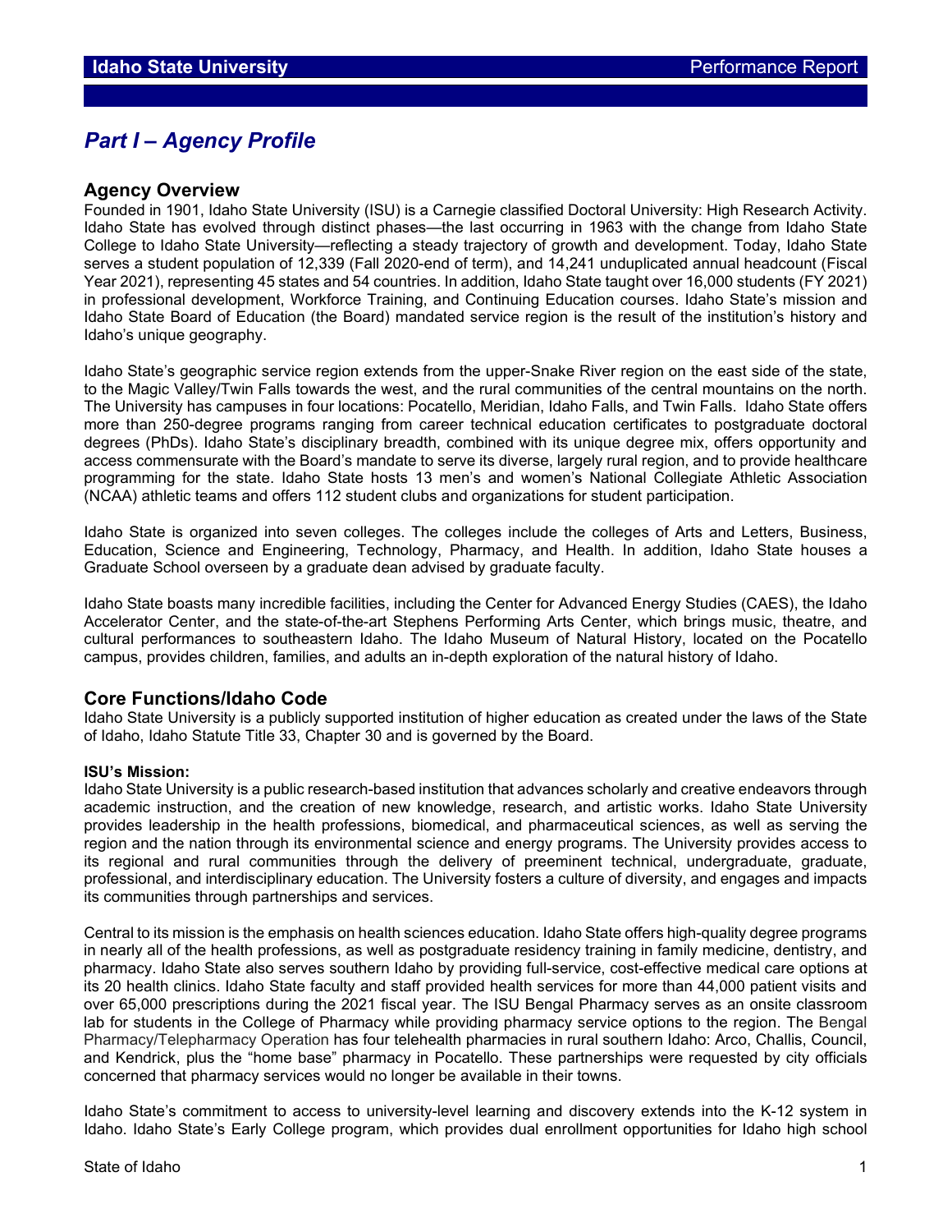# Part I – Agency Profile

## Agency Overview

Founded in 1901, Idaho State University (ISU) is a Carnegie classified Doctoral University: High Research Activity. Idaho State has evolved through distinct phases—the last occurring in 1963 with the change from Idaho State College to Idaho State University—reflecting a steady trajectory of growth and development. Today, Idaho State serves a student population of 12,339 (Fall 2020-end of term), and 14,241 unduplicated annual headcount (Fiscal Year 2021), representing 45 states and 54 countries. In addition, Idaho State taught over 16,000 students (FY 2021) in professional development, Workforce Training, and Continuing Education courses. Idaho State's mission and Idaho State Board of Education (the Board) mandated service region is the result of the institution's history and Idaho's unique geography.

Idaho State's geographic service region extends from the upper-Snake River region on the east side of the state, to the Magic Valley/Twin Falls towards the west, and the rural communities of the central mountains on the north. The University has campuses in four locations: Pocatello, Meridian, Idaho Falls, and Twin Falls. Idaho State offers more than 250-degree programs ranging from career technical education certificates to postgraduate doctoral degrees (PhDs). Idaho State's disciplinary breadth, combined with its unique degree mix, offers opportunity and access commensurate with the Board's mandate to serve its diverse, largely rural region, and to provide healthcare programming for the state. Idaho State hosts 13 men's and women's National Collegiate Athletic Association (NCAA) athletic teams and offers 112 student clubs and organizations for student participation.

Idaho State is organized into seven colleges. The colleges include the colleges of Arts and Letters, Business, Education, Science and Engineering, Technology, Pharmacy, and Health. In addition, Idaho State houses a Graduate School overseen by a graduate dean advised by graduate faculty.

Idaho State boasts many incredible facilities, including the Center for Advanced Energy Studies (CAES), the Idaho Accelerator Center, and the state-of-the-art Stephens Performing Arts Center, which brings music, theatre, and cultural performances to southeastern Idaho. The Idaho Museum of Natural History, located on the Pocatello campus, provides children, families, and adults an in-depth exploration of the natural history of Idaho.

## Core Functions/Idaho Code

Idaho State University is a publicly supported institution of higher education as created under the laws of the State of Idaho, Idaho Statute Title 33, Chapter 30 and is governed by the Board.

**ISU's Mission:**

Idaho State University is a public research-based institution that advances scholarly and creative endeavors through academic instruction, and the creation of new knowledge, research, and artistic works. Idaho State University provides leadership in the health professions, biomedical, and pharmaceutical sciences, as well as serving the region and the nation through its environmental science and energy programs. The University provides access to its regional and rural communities through the delivery of preeminent technical, undergraduate, graduate, professional, and interdisciplinary education. The University fosters a culture of diversity, and engages and impacts its communities through partnerships and services.

Central to its mission is the emphasis on health sciences education. Idaho State offers high-quality degree programs in nearly all of the health professions, as well as postgraduate residency training in family medicine, dentistry, and pharmacy. Idaho State also serves southern Idaho by providing full-service, cost-effective medical care options at its 20 health clinics. Idaho State faculty and staff provided health services for more than 44,000 patient visits and over 65,000 prescriptions during the 2021 fiscal year. The ISU Bengal Pharmacy serves as an onsite classroom lab for students in the College of Pharmacy while providing pharmacy service options to the region. The Bengal Pharmacy/Telepharmacy Operation has four telehealth pharmacies in rural southern Idaho: Arco, Challis, Council, and Kendrick, plus the "home base" pharmacy in Pocatello. These partnerships were requested by city officials concerned that pharmacy services would no longer be available in their towns.

Idaho State's commitment to access to university-level learning and discovery extends into the K-12 system in Idaho. Idaho State's Early College program, which provides dual enrollment opportunities for Idaho high school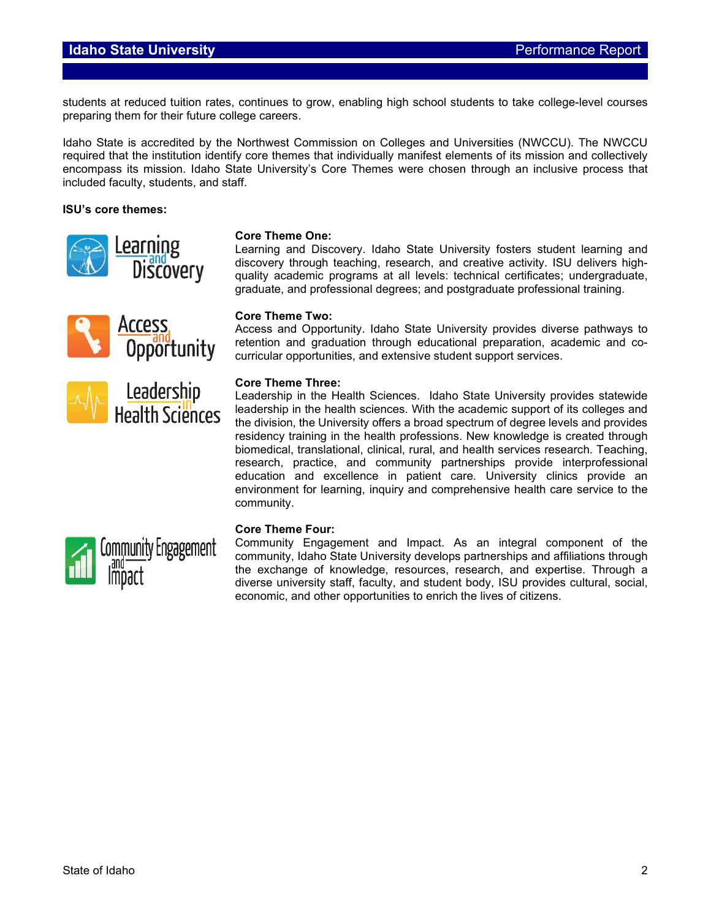students at reduced tuition rates, continues to grow, enabling high school students to take college-level courses preparing them for their future college careers.

Idaho State is accredited by the Northwest Commission on Colleges and Universities (NWCCU). The NWCCU required that the institution identify core themes that individually manifest elements of its mission and collectively encompass its mission. Idaho State University's Core Themes were chosen through an inclusive process that included faculty, students, and staff.

**ISU's core themes:**

**Core Theme One:**
Learning and Discovery. Idaho State University fosters student learning and discovery through teaching, research, and creative activity. ISU delivers high-quality academic programs at all levels: technical certificates; undergraduate, graduate, and professional degrees; and postgraduate professional training.

**Core Theme Two:**
Access and Opportunity. Idaho State University provides diverse pathways to retention and graduation through educational preparation, academic and co-curricular opportunities, and extensive student support services.

**Core Theme Three:**
Leadership in the Health Sciences. Idaho State University provides statewide leadership in the health sciences. With the academic support of its colleges and the division, the University offers a broad spectrum of degree levels and provides residency training in the health professions. New knowledge is created through biomedical, translational, clinical, rural, and health services research. Teaching, research, practice, and community partnerships provide interprofessional education and excellence in patient care. University clinics provide an environment for learning, inquiry and comprehensive health care service to the community.

**Core Theme Four:**
Community Engagement and Impact. As an integral component of the community, Idaho State University develops partnerships and affiliations through the exchange of knowledge, resources, research, and expertise. Through a diverse university staff, faculty, and student body, ISU provides cultural, social, economic, and other opportunities to enrich the lives of citizens.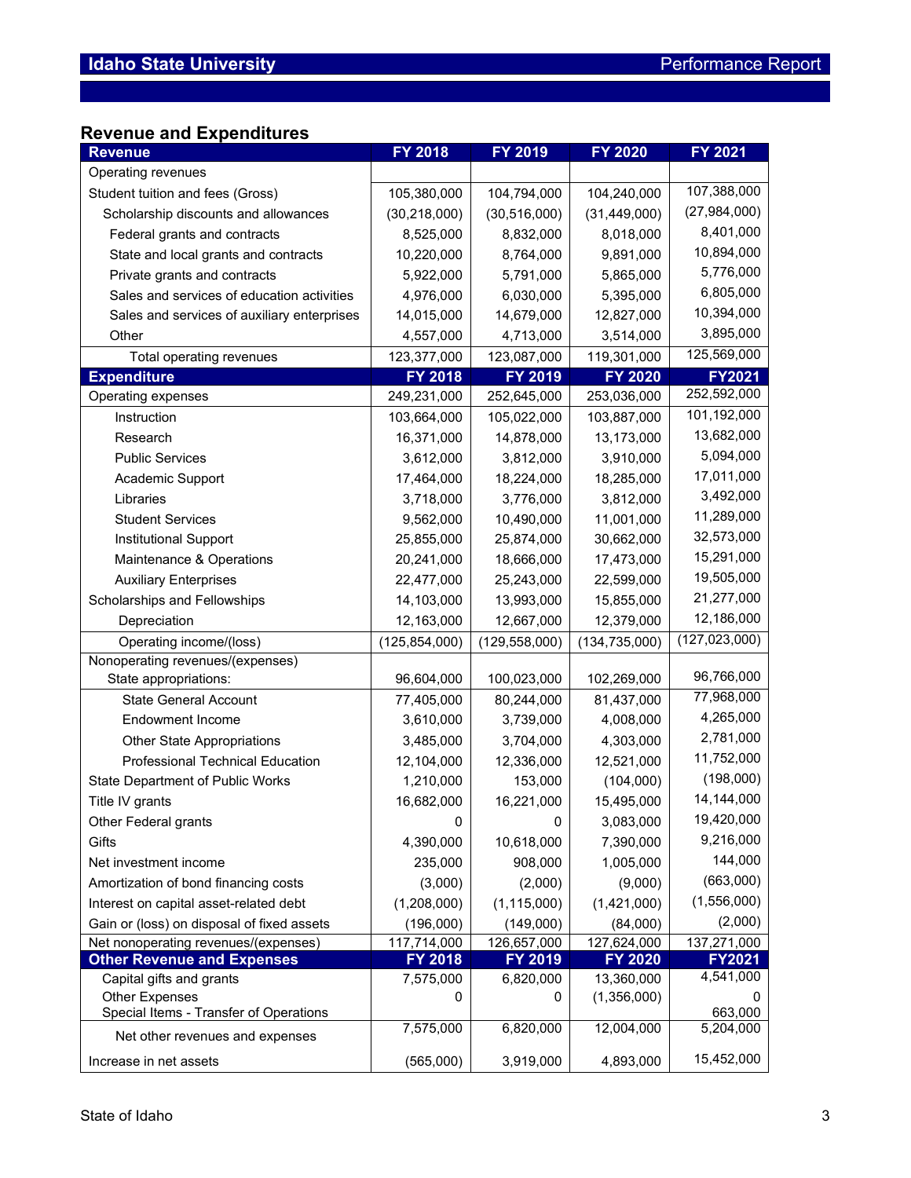## Revenue and Expenditures

| Revenue | FY 2018 | FY 2019 | FY 2020 | FY 2021 |
|---|---|---|---|---|
| Operating revenues | | | | |
| Student tuition and fees (Gross) | 105,380,000 | 104,794,000 | 104,240,000 | 107,388,000 |
| Scholarship discounts and allowances | (30,218,000) | (30,516,000) | (31,449,000) | (27,984,000) |
| Federal grants and contracts | 8,525,000 | 8,832,000 | 8,018,000 | 8,401,000 |
| State and local grants and contracts | 10,220,000 | 8,764,000 | 9,891,000 | 10,894,000 |
| Private grants and contracts | 5,922,000 | 5,791,000 | 5,865,000 | 5,776,000 |
| Sales and services of education activities | 4,976,000 | 6,030,000 | 5,395,000 | 6,805,000 |
| Sales and services of auxiliary enterprises | 14,015,000 | 14,679,000 | 12,827,000 | 10,394,000 |
| Other | 4,557,000 | 4,713,000 | 3,514,000 | 3,895,000 |
| Total operating revenues | 123,377,000 | 123,087,000 | 119,301,000 | 125,569,000 |
| **Expenditure** | **FY 2018** | **FY 2019** | **FY 2020** | **FY2021** |
| Operating expenses | 249,231,000 | 252,645,000 | 253,036,000 | 252,592,000 |
| Instruction | 103,664,000 | 105,022,000 | 103,887,000 | 101,192,000 |
| Research | 16,371,000 | 14,878,000 | 13,173,000 | 13,682,000 |
| Public Services | 3,612,000 | 3,812,000 | 3,910,000 | 5,094,000 |
| Academic Support | 17,464,000 | 18,224,000 | 18,285,000 | 17,011,000 |
| Libraries | 3,718,000 | 3,776,000 | 3,812,000 | 3,492,000 |
| Student Services | 9,562,000 | 10,490,000 | 11,001,000 | 11,289,000 |
| Institutional Support | 25,855,000 | 25,874,000 | 30,662,000 | 32,573,000 |
| Maintenance & Operations | 20,241,000 | 18,666,000 | 17,473,000 | 15,291,000 |
| Auxiliary Enterprises | 22,477,000 | 25,243,000 | 22,599,000 | 19,505,000 |
| Scholarships and Fellowships | 14,103,000 | 13,993,000 | 15,855,000 | 21,277,000 |
| Depreciation | 12,163,000 | 12,667,000 | 12,379,000 | 12,186,000 |
| Operating income/(loss) | (125,854,000) | (129,558,000) | (134,735,000) | (127,023,000) |
| Nonoperating revenues/(expenses) State appropriations: | 96,604,000 | 100,023,000 | 102,269,000 | 96,766,000 |
| State General Account | 77,405,000 | 80,244,000 | 81,437,000 | 77,968,000 |
| Endowment Income | 3,610,000 | 3,739,000 | 4,008,000 | 4,265,000 |
| Other State Appropriations | 3,485,000 | 3,704,000 | 4,303,000 | 2,781,000 |
| Professional Technical Education | 12,104,000 | 12,336,000 | 12,521,000 | 11,752,000 |
| State Department of Public Works | 1,210,000 | 153,000 | (104,000) | (198,000) |
| Title IV grants | 16,682,000 | 16,221,000 | 15,495,000 | 14,144,000 |
| Other Federal grants | 0 | 0 | 3,083,000 | 19,420,000 |
| Gifts | 4,390,000 | 10,618,000 | 7,390,000 | 9,216,000 |
| Net investment income | 235,000 | 908,000 | 1,005,000 | 144,000 |
| Amortization of bond financing costs | (3,000) | (2,000) | (9,000) | (663,000) |
| Interest on capital asset-related debt | (1,208,000) | (1,115,000) | (1,421,000) | (1,556,000) |
| Gain or (loss) on disposal of fixed assets | (196,000) | (149,000) | (84,000) | (2,000) |
| Net nonoperating revenues/(expenses) | 117,714,000 | 126,657,000 | 127,624,000 | 137,271,000 |
| **Other Revenue and Expenses** | **FY 2018** | **FY 2019** | **FY 2020** | **FY2021** |
| Capital gifts and grants | 7,575,000 | 6,820,000 | 13,360,000 | 4,541,000 |
| Other Expenses | 0 | 0 | (1,356,000) | 0 |
| Special Items - Transfer of Operations | | | | 663,000 |
| Net other revenues and expenses | 7,575,000 | 6,820,000 | 12,004,000 | 5,204,000 |
| Increase in net assets | (565,000) | 3,919,000 | 4,893,000 | 15,452,000 |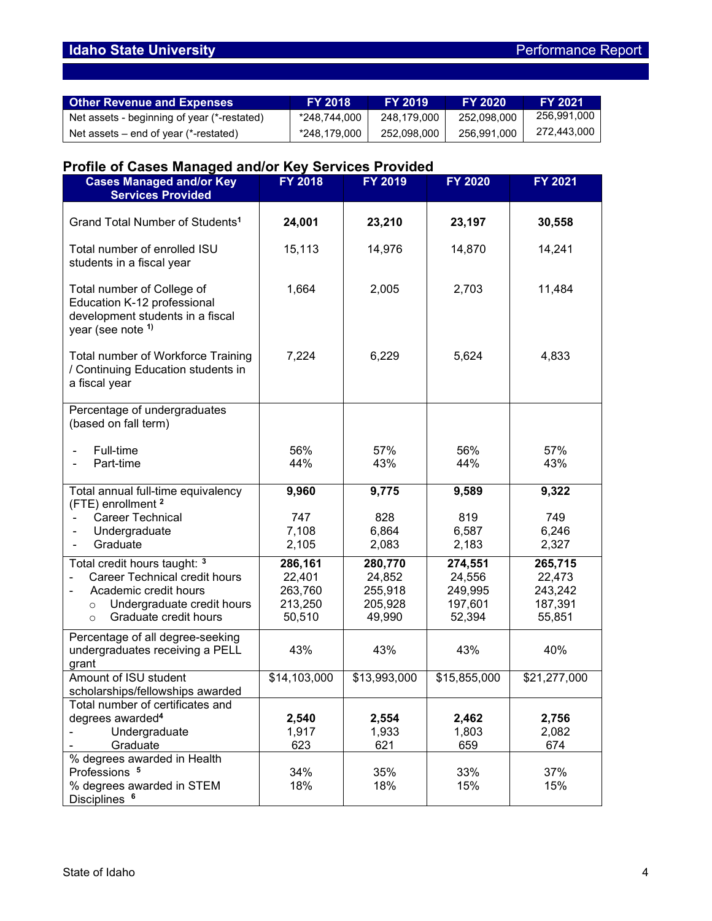| Other Revenue and Expenses | FY 2018 | FY 2019 | FY 2020 | FY 2021 |
|---|---|---|---|---|
| Net assets - beginning of year (*-restated) | *248,744,000 | 248,179,000 | 252,098,000 | 256,991,000 |
| Net assets – end of year (*-restated) | *248,179,000 | 252,098,000 | 256,991,000 | 272,443,000 |

## Profile of Cases Managed and/or Key Services Provided

| Cases Managed and/or Key Services Provided | FY 2018 | FY 2019 | FY 2020 | FY 2021 |
|---|---|---|---|---|
| Grand Total Number of Students[1] | **24,001** | **23,210** | **23,197** | **30,558** |
| Total number of enrolled ISU students in a fiscal year | 15,113 | 14,976 | 14,870 | 14,241 |
| Total number of College of Education K-12 professional development students in a fiscal year (see note [1)]) | 1,664 | 2,005 | 2,703 | 11,484 |
| Total number of Workforce Training / Continuing Education students in a fiscal year | 7,224 | 6,229 | 5,624 | 4,833 |
| Percentage of undergraduates (based on fall term) | | | | |
| - Full-time | 56% | 57% | 56% | 57% |
| - Part-time | 44% | 43% | 44% | 43% |
| Total annual full-time equivalency (FTE) enrollment [2] | **9,960** | **9,775** | **9,589** | **9,322** |
| - Career Technical | 747 | 828 | 819 | 749 |
| - Undergraduate | 7,108 | 6,864 | 6,587 | 6,246 |
| - Graduate | 2,105 | 2,083 | 2,183 | 2,327 |
| Total credit hours taught: [3] | **286,161** | **280,770** | **274,551** | **265,715** |
| - Career Technical credit hours | 22,401 | 24,852 | 24,556 | 22,473 |
| - Academic credit hours | 263,760 | 255,918 | 249,995 | 243,242 |
| ○ Undergraduate credit hours | 213,250 | 205,928 | 197,601 | 187,391 |
| ○ Graduate credit hours | 50,510 | 49,990 | 52,394 | 55,851 |
| Percentage of all degree-seeking undergraduates receiving a PELL grant | 43% | 43% | 43% | 40% |
| Amount of ISU student scholarships/fellowships awarded | $14,103,000 | $13,993,000 | $15,855,000 | $21,277,000 |
| Total number of certificates and degrees awarded[4] | **2,540** | **2,554** | **2,462** | **2,756** |
| - Undergraduate | 1,917 | 1,933 | 1,803 | 2,082 |
| - Graduate | 623 | 621 | 659 | 674 |
| % degrees awarded in Health Professions [5] | 34% | 35% | 33% | 37% |
| % degrees awarded in STEM Disciplines [6] | 18% | 18% | 15% | 15% |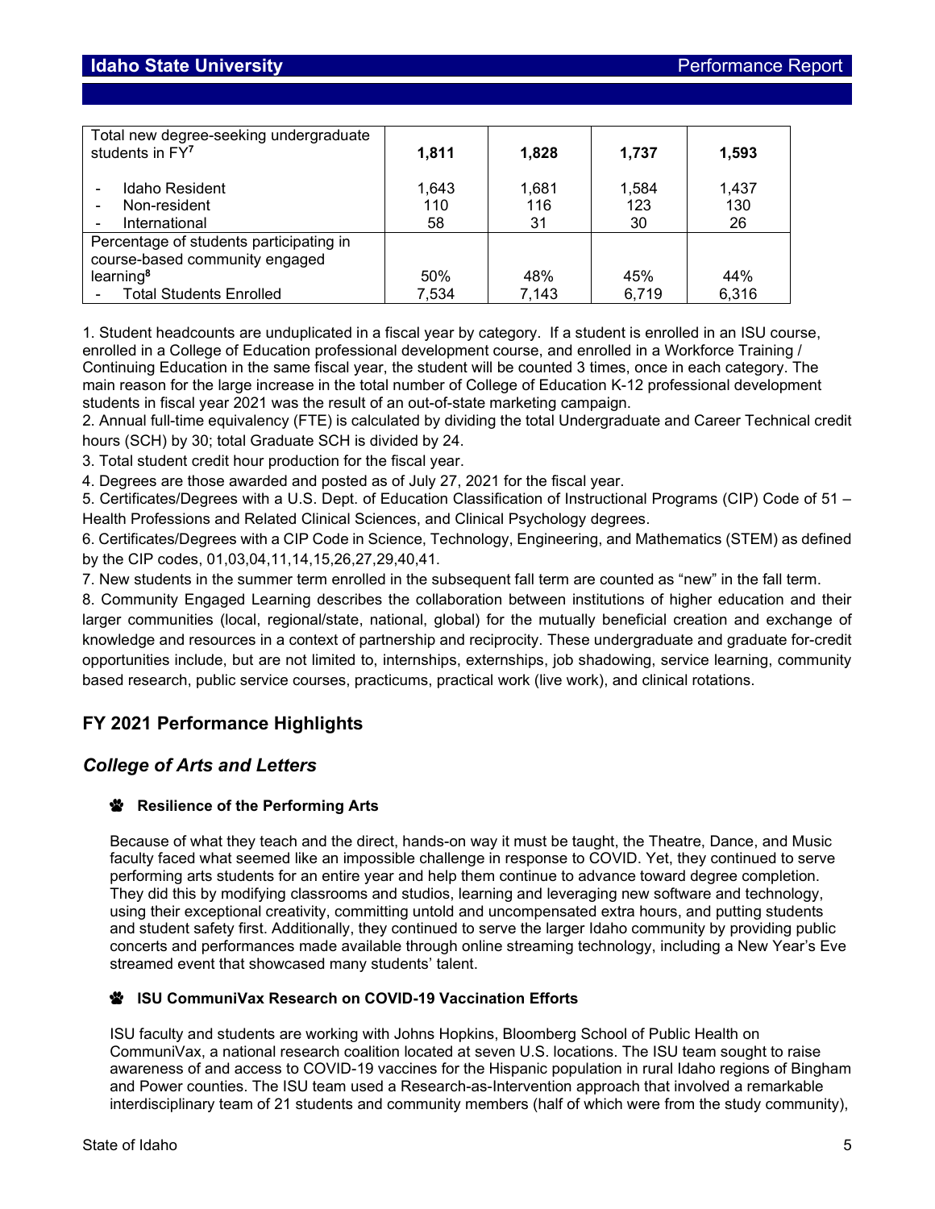| Total new degree-seeking undergraduate students in FY[7] | **1,811** | **1,828** | **1,737** | **1,593** |
|---|---|---|---|---|
| - Idaho Resident | 1,643 | 1,681 | 1,584 | 1,437 |
| - Non-resident | 110 | 116 | 123 | 130 |
| - International | 58 | 31 | 30 | 26 |
| Percentage of students participating in course-based community engaged learning[8] | 50% | 48% | 45% | 44% |
| - Total Students Enrolled | 7,534 | 7,143 | 6,719 | 6,316 |

1. Student headcounts are unduplicated in a fiscal year by category. If a student is enrolled in an ISU course, enrolled in a College of Education professional development course, and enrolled in a Workforce Training / Continuing Education in the same fiscal year, the student will be counted 3 times, once in each category. The main reason for the large increase in the total number of College of Education K-12 professional development students in fiscal year 2021 was the result of an out-of-state marketing campaign.
2. Annual full-time equivalency (FTE) is calculated by dividing the total Undergraduate and Career Technical credit hours (SCH) by 30; total Graduate SCH is divided by 24.
3. Total student credit hour production for the fiscal year.
4. Degrees are those awarded and posted as of July 27, 2021 for the fiscal year.
5. Certificates/Degrees with a U.S. Dept. of Education Classification of Instructional Programs (CIP) Code of 51 – Health Professions and Related Clinical Sciences, and Clinical Psychology degrees.
6. Certificates/Degrees with a CIP Code in Science, Technology, Engineering, and Mathematics (STEM) as defined by the CIP codes, 01,03,04,11,14,15,26,27,29,40,41.
7. New students in the summer term enrolled in the subsequent fall term are counted as "new" in the fall term.
8. Community Engaged Learning describes the collaboration between institutions of higher education and their larger communities (local, regional/state, national, global) for the mutually beneficial creation and exchange of knowledge and resources in a context of partnership and reciprocity. These undergraduate and graduate for-credit opportunities include, but are not limited to, internships, externships, job shadowing, service learning, community based research, public service courses, practicums, practical work (live work), and clinical rotations.

## FY 2021 Performance Highlights

### *College of Arts and Letters*

- **Resilience of the Performing Arts**

  Because of what they teach and the direct, hands-on way it must be taught, the Theatre, Dance, and Music faculty faced what seemed like an impossible challenge in response to COVID. Yet, they continued to serve performing arts students for an entire year and help them continue to advance toward degree completion. They did this by modifying classrooms and studios, learning and leveraging new software and technology, using their exceptional creativity, committing untold and uncompensated extra hours, and putting students and student safety first. Additionally, they continued to serve the larger Idaho community by providing public concerts and performances made available through online streaming technology, including a New Year's Eve streamed event that showcased many students' talent.

- **ISU CommuniVax Research on COVID-19 Vaccination Efforts**

  ISU faculty and students are working with Johns Hopkins, Bloomberg School of Public Health on CommuniVax, a national research coalition located at seven U.S. locations. The ISU team sought to raise awareness of and access to COVID-19 vaccines for the Hispanic population in rural Idaho regions of Bingham and Power counties. The ISU team used a Research-as-Intervention approach that involved a remarkable interdisciplinary team of 21 students and community members (half of which were from the study community),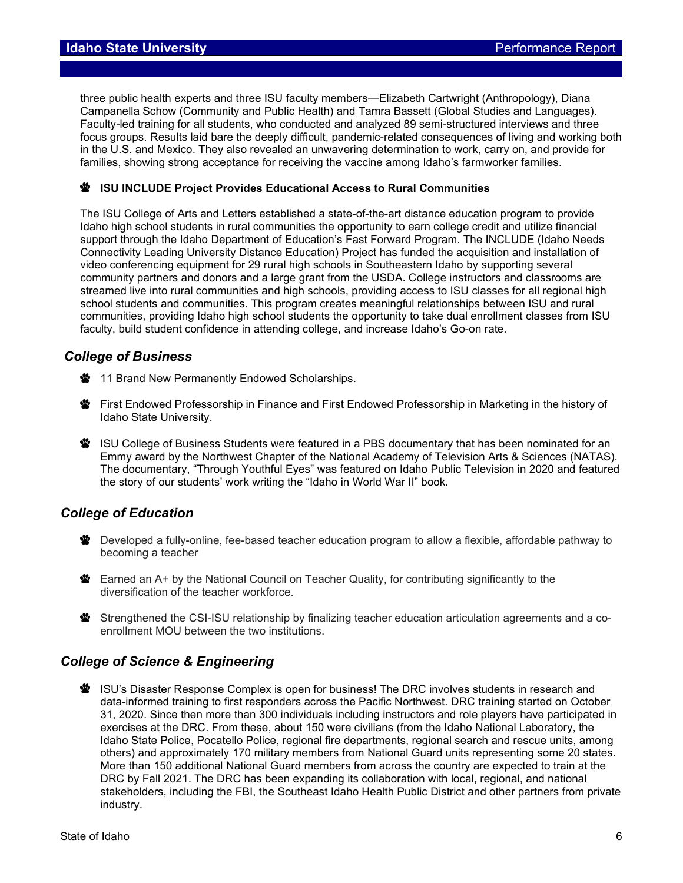three public health experts and three ISU faculty members—Elizabeth Cartwright (Anthropology), Diana Campanella Schow (Community and Public Health) and Tamra Bassett (Global Studies and Languages). Faculty-led training for all students, who conducted and analyzed 89 semi-structured interviews and three focus groups. Results laid bare the deeply difficult, pandemic-related consequences of living and working both in the U.S. and Mexico. They also revealed an unwavering determination to work, carry on, and provide for families, showing strong acceptance for receiving the vaccine among Idaho's farmworker families.

- **ISU INCLUDE Project Provides Educational Access to Rural Communities**

The ISU College of Arts and Letters established a state-of-the-art distance education program to provide Idaho high school students in rural communities the opportunity to earn college credit and utilize financial support through the Idaho Department of Education's Fast Forward Program. The INCLUDE (Idaho Needs Connectivity Leading University Distance Education) Project has funded the acquisition and installation of video conferencing equipment for 29 rural high schools in Southeastern Idaho by supporting several community partners and donors and a large grant from the USDA. College instructors and classrooms are streamed live into rural communities and high schools, providing access to ISU classes for all regional high school students and communities. This program creates meaningful relationships between ISU and rural communities, providing Idaho high school students the opportunity to take dual enrollment classes from ISU faculty, build student confidence in attending college, and increase Idaho's Go-on rate.

## *College of Business*

- 11 Brand New Permanently Endowed Scholarships.
- First Endowed Professorship in Finance and First Endowed Professorship in Marketing in the history of Idaho State University.
- ISU College of Business Students were featured in a PBS documentary that has been nominated for an Emmy award by the Northwest Chapter of the National Academy of Television Arts & Sciences (NATAS). The documentary, "Through Youthful Eyes" was featured on Idaho Public Television in 2020 and featured the story of our students' work writing the "Idaho in World War II" book.

## *College of Education*

- Developed a fully-online, fee-based teacher education program to allow a flexible, affordable pathway to becoming a teacher
- Earned an A+ by the National Council on Teacher Quality, for contributing significantly to the diversification of the teacher workforce.
- Strengthened the CSI-ISU relationship by finalizing teacher education articulation agreements and a co-enrollment MOU between the two institutions.

## *College of Science & Engineering*

- ISU's Disaster Response Complex is open for business! The DRC involves students in research and data-informed training to first responders across the Pacific Northwest. DRC training started on October 31, 2020. Since then more than 300 individuals including instructors and role players have participated in exercises at the DRC. From these, about 150 were civilians (from the Idaho National Laboratory, the Idaho State Police, Pocatello Police, regional fire departments, regional search and rescue units, among others) and approximately 170 military members from National Guard units representing some 20 states. More than 150 additional National Guard members from across the country are expected to train at the DRC by Fall 2021. The DRC has been expanding its collaboration with local, regional, and national stakeholders, including the FBI, the Southeast Idaho Health Public District and other partners from private industry.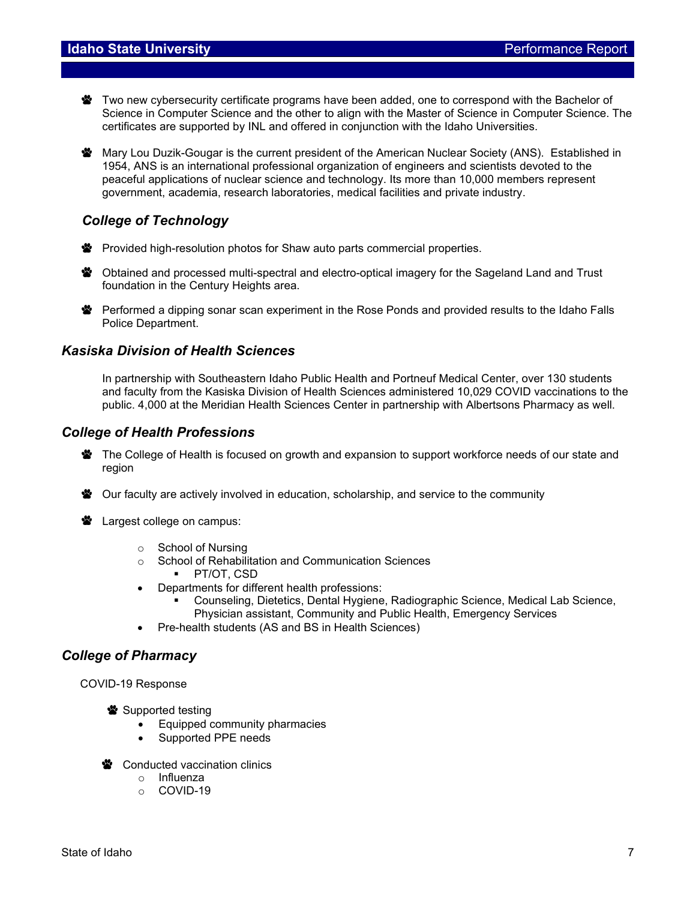- Two new cybersecurity certificate programs have been added, one to correspond with the Bachelor of Science in Computer Science and the other to align with the Master of Science in Computer Science. The certificates are supported by INL and offered in conjunction with the Idaho Universities.

- Mary Lou Duzik-Gougar is the current president of the American Nuclear Society (ANS). Established in 1954, ANS is an international professional organization of engineers and scientists devoted to the peaceful applications of nuclear science and technology. Its more than 10,000 members represent government, academia, research laboratories, medical facilities and private industry.

### *College of Technology*

- Provided high-resolution photos for Shaw auto parts commercial properties.

- Obtained and processed multi-spectral and electro-optical imagery for the Sageland Land and Trust foundation in the Century Heights area.

- Performed a dipping sonar scan experiment in the Rose Ponds and provided results to the Idaho Falls Police Department.

### *Kasiska Division of Health Sciences*

In partnership with Southeastern Idaho Public Health and Portneuf Medical Center, over 130 students and faculty from the Kasiska Division of Health Sciences administered 10,029 COVID vaccinations to the public. 4,000 at the Meridian Health Sciences Center in partnership with Albertsons Pharmacy as well.

### *College of Health Professions*

- The College of Health is focused on growth and expansion to support workforce needs of our state and region

- Our faculty are actively involved in education, scholarship, and service to the community

- Largest college on campus:
  - School of Nursing
  - School of Rehabilitation and Communication Sciences
    - PT/OT, CSD
  - Departments for different health professions:
    - Counseling, Dietetics, Dental Hygiene, Radiographic Science, Medical Lab Science, Physician assistant, Community and Public Health, Emergency Services
  - Pre-health students (AS and BS in Health Sciences)

### *College of Pharmacy*

COVID-19 Response

- Supported testing
  - Equipped community pharmacies
  - Supported PPE needs

- Conducted vaccination clinics
  - Influenza
  - COVID-19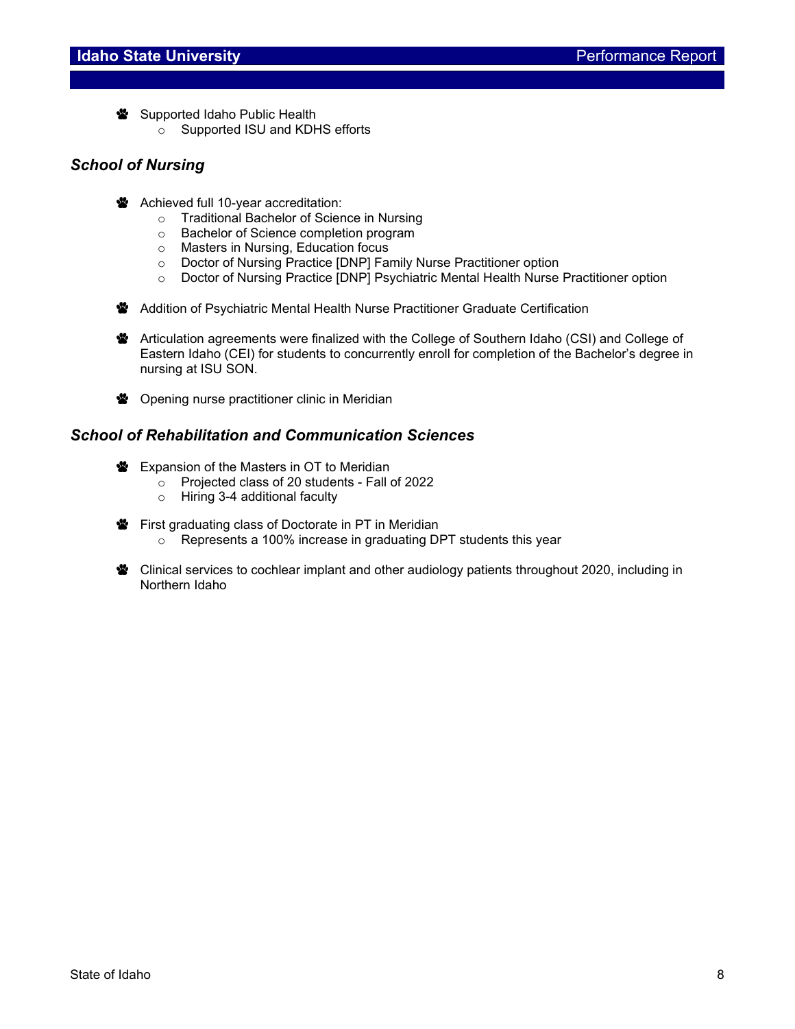- Supported Idaho Public Health
  - Supported ISU and KDHS efforts

### *School of Nursing*

- Achieved full 10-year accreditation:
  - Traditional Bachelor of Science in Nursing
  - Bachelor of Science completion program
  - Masters in Nursing, Education focus
  - Doctor of Nursing Practice [DNP] Family Nurse Practitioner option
  - Doctor of Nursing Practice [DNP] Psychiatric Mental Health Nurse Practitioner option

- Addition of Psychiatric Mental Health Nurse Practitioner Graduate Certification

- Articulation agreements were finalized with the College of Southern Idaho (CSI) and College of Eastern Idaho (CEI) for students to concurrently enroll for completion of the Bachelor's degree in nursing at ISU SON.

- Opening nurse practitioner clinic in Meridian

### *School of Rehabilitation and Communication Sciences*

- Expansion of the Masters in OT to Meridian
  - Projected class of 20 students - Fall of 2022
  - Hiring 3-4 additional faculty

- First graduating class of Doctorate in PT in Meridian
  - Represents a 100% increase in graduating DPT students this year

- Clinical services to cochlear implant and other audiology patients throughout 2020, including in Northern Idaho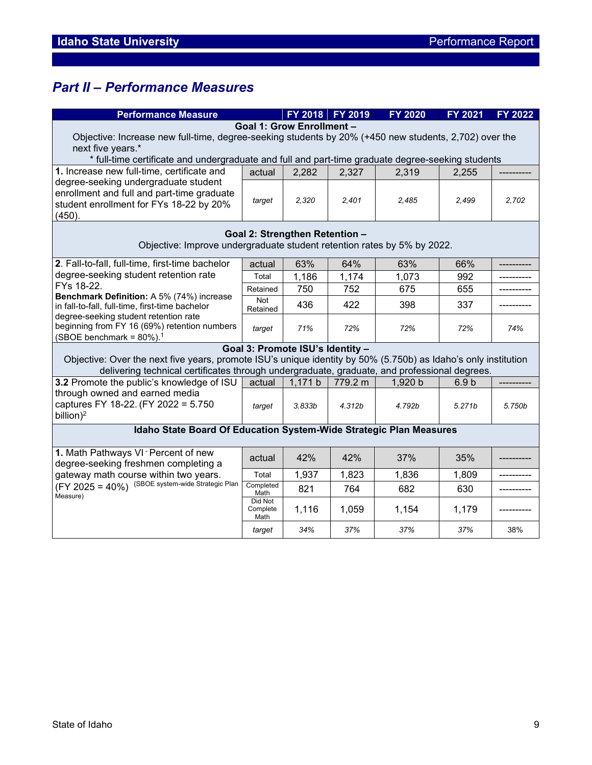## Part II – Performance Measures

| Performance Measure | | FY 2018 | FY 2019 | FY 2020 | FY 2021 | FY 2022 |
|---|---|---|---|---|---|---|
| **Goal 1: Grow Enrollment –** Objective: Increase new full-time, degree-seeking students by 20% (+450 new students, 2,702) over the next five years.* * full-time certificate and undergraduate and full and part-time graduate degree-seeking students | | | | | | |
| **1.** Increase new full-time, certificate and degree-seeking undergraduate student enrollment and full and part-time graduate student enrollment for FYs 18-22 by 20% (450). | actual | 2,282 | 2,327 | 2,319 | 2,255 | ---------- |
| | *target* | *2,320* | *2,401* | *2,485* | *2,499* | *2,702* |
| **Goal 2: Strengthen Retention –** Objective: Improve undergraduate student retention rates by 5% by 2022. | | | | | | |
| **2**. Fall-to-fall, full-time, first-time bachelor degree-seeking student retention rate FYs 18-22. **Benchmark Definition:** A 5% (74%) increase in fall-to-fall, full-time, first-time bachelor degree-seeking student retention rate beginning from FY 16 (69%) retention numbers (SBOE benchmark = 80%).[1] | actual | 63% | 64% | 63% | 66% | ---------- |
| | Total | 1,186 | 1,174 | 1,073 | 992 | ---------- |
| | Retained | 750 | 752 | 675 | 655 | ---------- |
| | Not Retained | 436 | 422 | 398 | 337 | ---------- |
| | *target* | *71%* | *72%* | *72%* | *72%* | *74%* |
| **Goal 3: Promote ISU's Identity –** Objective: Over the next five years, promote ISU's unique identity by 50% (5.750b) as Idaho's only institution delivering technical certificates through undergraduate, graduate, and professional degrees. | | | | | | |
| **3.2** Promote the public's knowledge of ISU through owned and earned media captures FY 18-22. (FY 2022 = 5.750 billion)[2] | actual | 1,171 b | 779.2 m | 1,920 b | 6.9 b | ---------- |
| | *target* | *3.833b* | *4.312b* | *4.792b* | *5.271b* | *5.750b* |
| **Idaho State Board Of Education System-Wide Strategic Plan Measures** | | | | | | |
| **1.** Math Pathways VI - Percent of new degree-seeking freshmen completing a gateway math course within two years. (FY 2025 = 40%) (SBOE system-wide Strategic Plan Measure) | actual | 42% | 42% | 37% | 35% | ---------- |
| | Total | 1,937 | 1,823 | 1,836 | 1,809 | ---------- |
| | Completed Math | 821 | 764 | 682 | 630 | ---------- |
| | Did Not Complete Math | 1,116 | 1,059 | 1,154 | 1,179 | ---------- |
| | *target* | *34%* | *37%* | *37%* | *37%* | 38% |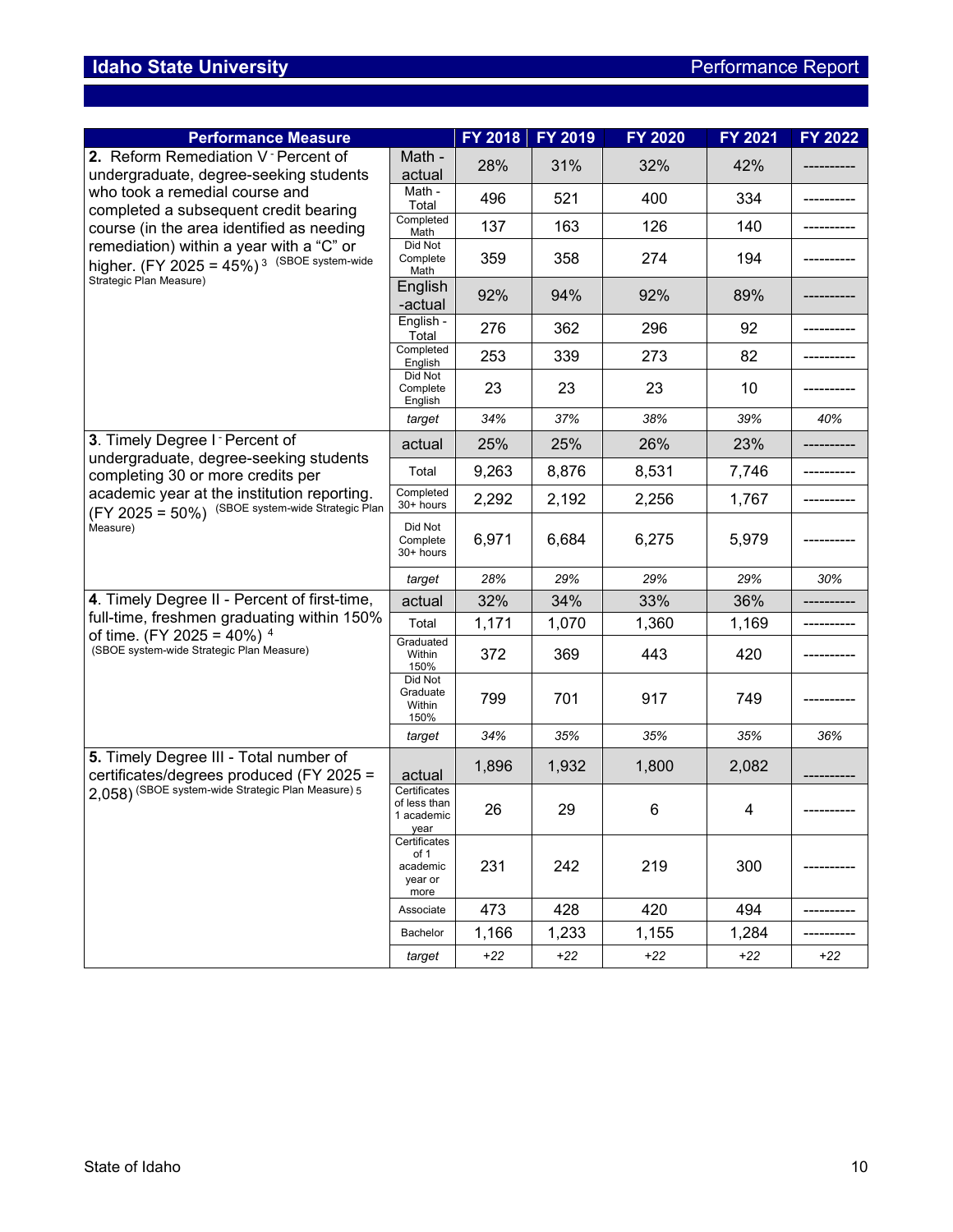## Idaho State University — Performance Report

| Performance Measure | | FY 2018 | FY 2019 | FY 2020 | FY 2021 | FY 2022 |
|---|---|---|---|---|---|---|
| **2.** Reform Remediation V - Percent of undergraduate, degree-seeking students who took a remedial course and completed a subsequent credit bearing course (in the area identified as needing remediation) within a year with a "C" or higher. (FY 2025 = 45%) [3] (SBOE system-wide Strategic Plan Measure) | Math - actual | 28% | 31% | 32% | 42% | ---------- |
| | Math - Total | 496 | 521 | 400 | 334 | ---------- |
| | Completed Math | 137 | 163 | 126 | 140 | ---------- |
| | Did Not Complete Math | 359 | 358 | 274 | 194 | ---------- |
| | English -actual | 92% | 94% | 92% | 89% | ---------- |
| | English - Total | 276 | 362 | 296 | 92 | ---------- |
| | Completed English | 253 | 339 | 273 | 82 | ---------- |
| | Did Not Complete English | 23 | 23 | 23 | 10 | ---------- |
| | *target* | *34%* | *37%* | *38%* | *39%* | *40%* |
| **3**. Timely Degree I - Percent of undergraduate, degree-seeking students completing 30 or more credits per academic year at the institution reporting. (FY 2025 = 50%) (SBOE system-wide Strategic Plan Measure) | actual | 25% | 25% | 26% | 23% | ---------- |
| | Total | 9,263 | 8,876 | 8,531 | 7,746 | ---------- |
| | Completed 30+ hours | 2,292 | 2,192 | 2,256 | 1,767 | ---------- |
| | Did Not Complete 30+ hours | 6,971 | 6,684 | 6,275 | 5,979 | ---------- |
| | *target* | *28%* | *29%* | *29%* | *29%* | *30%* |
| **4**. Timely Degree II - Percent of first-time, full-time, freshmen graduating within 150% of time. (FY 2025 = 40%) [4] (SBOE system-wide Strategic Plan Measure) | actual | 32% | 34% | 33% | 36% | ---------- |
| | Total | 1,171 | 1,070 | 1,360 | 1,169 | ---------- |
| | Graduated Within 150% | 372 | 369 | 443 | 420 | ---------- |
| | Did Not Graduate Within 150% | 799 | 701 | 917 | 749 | ---------- |
| | *target* | *34%* | *35%* | *35%* | *35%* | *36%* |
| **5.** Timely Degree III - Total number of certificates/degrees produced (FY 2025 = 2,058) (SBOE system-wide Strategic Plan Measure) [5] | actual | 1,896 | 1,932 | 1,800 | 2,082 | ---------- |
| | Certificates of less than 1 academic year | 26 | 29 | 6 | 4 | ---------- |
| | Certificates of 1 academic year or more | 231 | 242 | 219 | 300 | ---------- |
| | Associate | 473 | 428 | 420 | 494 | ---------- |
| | Bachelor | 1,166 | 1,233 | 1,155 | 1,284 | ---------- |
| | *target* | *+22* | *+22* | *+22* | *+22* | *+22* |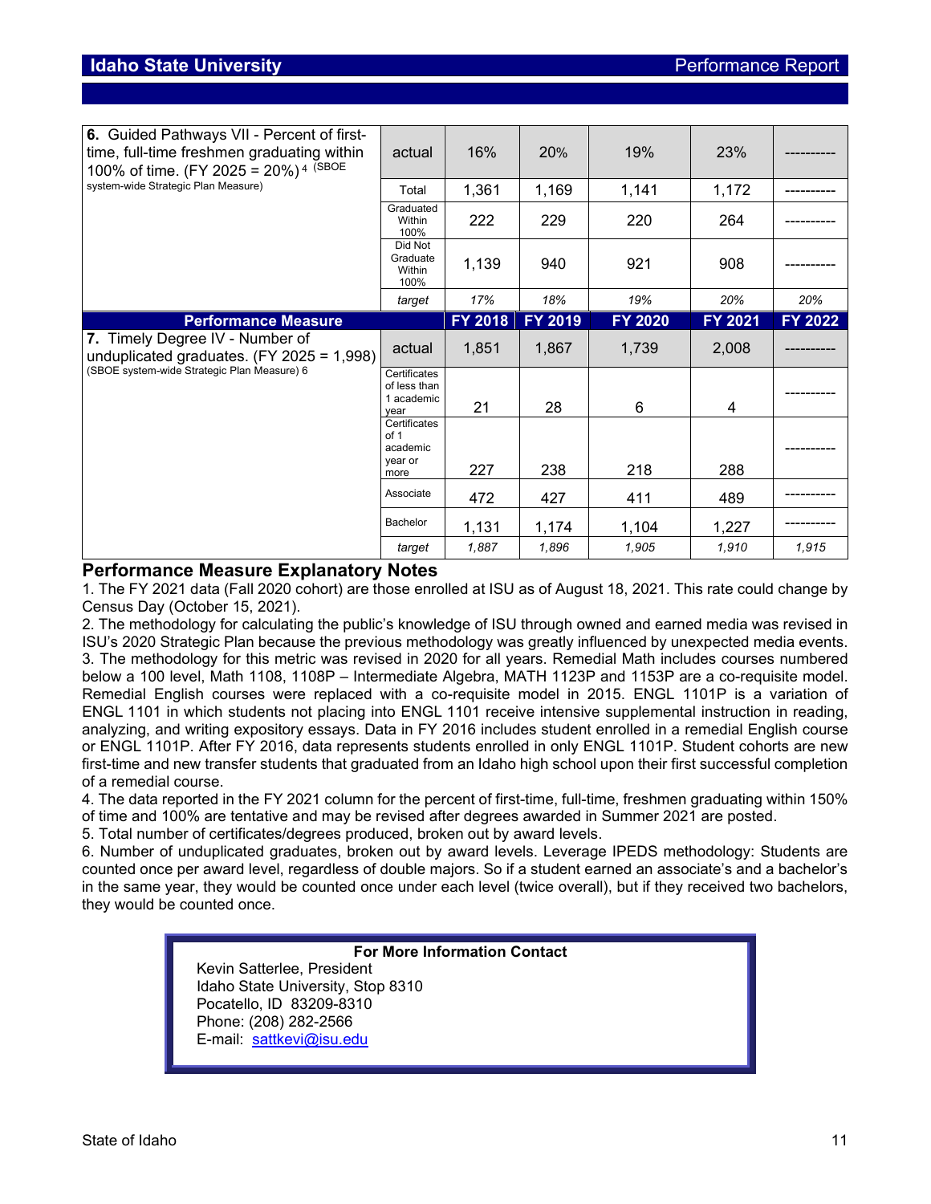| | | | | | | |
|---|---|---|---|---|---|---|
| 6. Guided Pathways VII - Percent of first-time, full-time freshmen graduating within 100% of time. (FY 2025 = 20%)[4] (SBOE system-wide Strategic Plan Measure) | actual | 16% | 20% | 19% | 23% | ---------- |
| | Total | 1,361 | 1,169 | 1,141 | 1,172 | ---------- |
| | Graduated Within 100% | 222 | 229 | 220 | 264 | ---------- |
| | Did Not Graduate Within 100% | 1,139 | 940 | 921 | 908 | ---------- |
| | *target* | *17%* | *18%* | *19%* | *20%* | *20%* |
| **Performance Measure** | | **FY 2018** | **FY 2019** | **FY 2020** | **FY 2021** | **FY 2022** |
| 7. Timely Degree IV - Number of unduplicated graduates. (FY 2025 = 1,998) (SBOE system-wide Strategic Plan Measure) 6 | actual | 1,851 | 1,867 | 1,739 | 2,008 | ---------- |
| | Certificates of less than 1 academic year | 21 | 28 | 6 | 4 | ---------- |
| | Certificates of 1 academic year or more | 227 | 238 | 218 | 288 | ---------- |
| | Associate | 472 | 427 | 411 | 489 | ---------- |
| | Bachelor | 1,131 | 1,174 | 1,104 | 1,227 | ---------- |
| | *target* | *1,887* | *1,896* | *1,905* | *1,910* | *1,915* |

## Performance Measure Explanatory Notes

1. The FY 2021 data (Fall 2020 cohort) are those enrolled at ISU as of August 18, 2021. This rate could change by Census Day (October 15, 2021).
2. The methodology for calculating the public's knowledge of ISU through owned and earned media was revised in ISU's 2020 Strategic Plan because the previous methodology was greatly influenced by unexpected media events.
3. The methodology for this metric was revised in 2020 for all years. Remedial Math includes courses numbered below a 100 level, Math 1108, 1108P – Intermediate Algebra, MATH 1123P and 1153P are a co-requisite model. Remedial English courses were replaced with a co-requisite model in 2015. ENGL 1101P is a variation of ENGL 1101 in which students not placing into ENGL 1101 receive intensive supplemental instruction in reading, analyzing, and writing expository essays. Data in FY 2016 includes student enrolled in a remedial English course or ENGL 1101P. After FY 2016, data represents students enrolled in only ENGL 1101P. Student cohorts are new first-time and new transfer students that graduated from an Idaho high school upon their first successful completion of a remedial course.
4. The data reported in the FY 2021 column for the percent of first-time, full-time, freshmen graduating within 150% of time and 100% are tentative and may be revised after degrees awarded in Summer 2021 are posted.
5. Total number of certificates/degrees produced, broken out by award levels.
6. Number of unduplicated graduates, broken out by award levels. Leverage IPEDS methodology: Students are counted once per award level, regardless of double majors. So if a student earned an associate's and a bachelor's in the same year, they would be counted once under each level (twice overall), but if they received two bachelors, they would be counted once.

**For More Information Contact**
Kevin Satterlee, President
Idaho State University, Stop 8310
Pocatello, ID 83209-8310
Phone: (208) 282-2566
E-mail: sattkevi@isu.edu